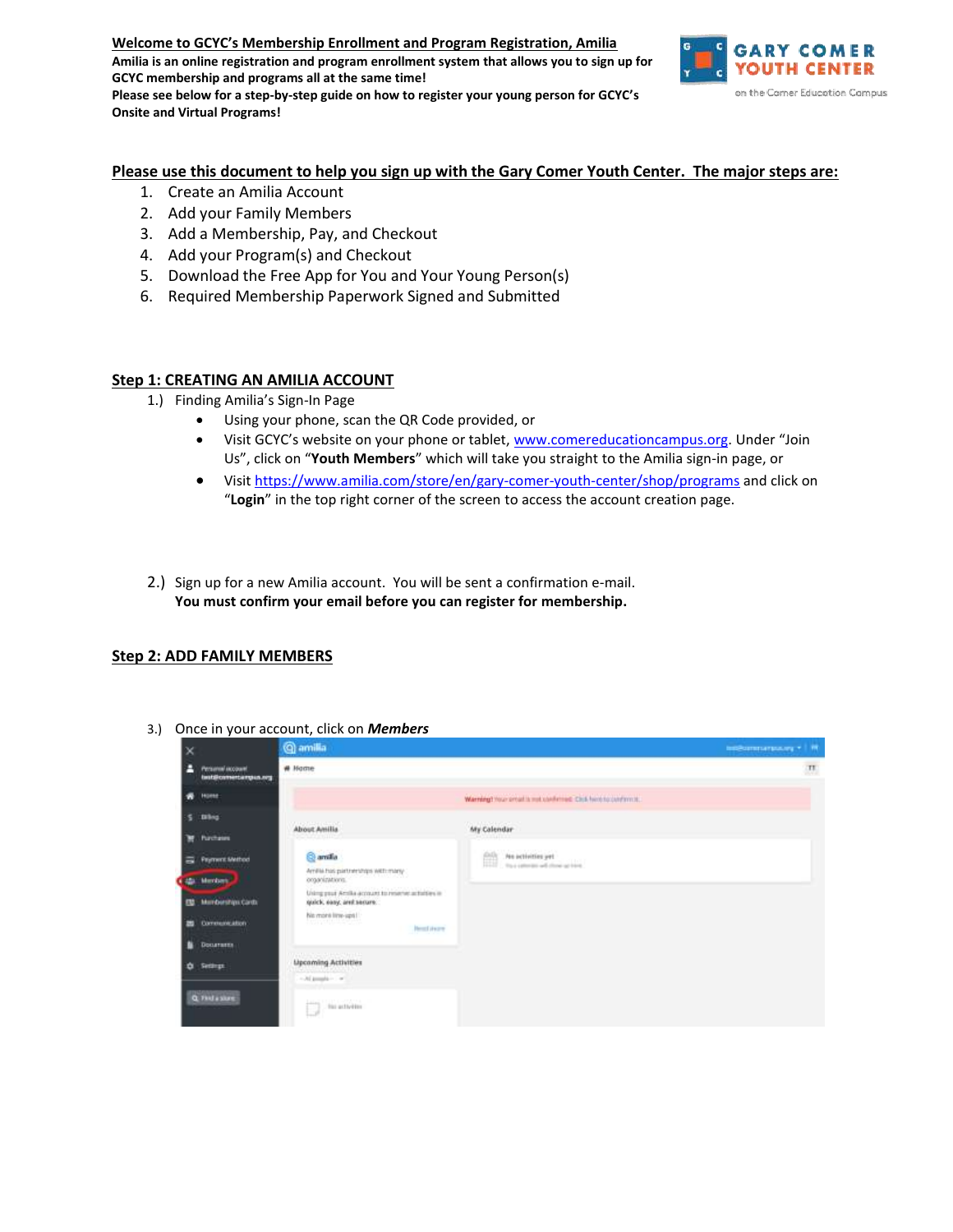**Welcome to GCYC's Membership Enrollment and Program Registration, Amilia**

**Amilia is an online registration and program enrollment system that allows you to sign up for GCYC membership and programs all at the same time!**

**Please see below for a step-by-step guide on how to register your young person for GCYC's Onsite and Virtual Programs!**

GARY COMER YOUTH CENTER

on the Comer Education Campus

**Please use this document to help you sign up with the Gary Comer Youth Center. The major steps are:**

1. Create an Amilia Account
2. Add your Family Members
3. Add a Membership, Pay, and Checkout
4. Add your Program(s) and Checkout
5. Download the Free App for You and Your Young Person(s)
6. Required Membership Paperwork Signed and Submitted

## Step 1: CREATING AN AMILIA ACCOUNT

1.) Finding Amilia's Sign-In Page

- Using your phone, scan the QR Code provided, or
- Visit GCYC's website on your phone or tablet, www.comereducationcampus.org. Under "Join Us", click on "**Youth Members**" which will take you straight to the Amilia sign-in page, or
- Visit https://www.amilia.com/store/en/gary-comer-youth-center/shop/programs and click on "**Login**" in the top right corner of the screen to access the account creation page.

2.) Sign up for a new Amilia account. You will be sent a confirmation e-mail. **You must confirm your email before you can register for membership.**

## Step 2: ADD FAMILY MEMBERS

3.) Once in your account, click on ***Members***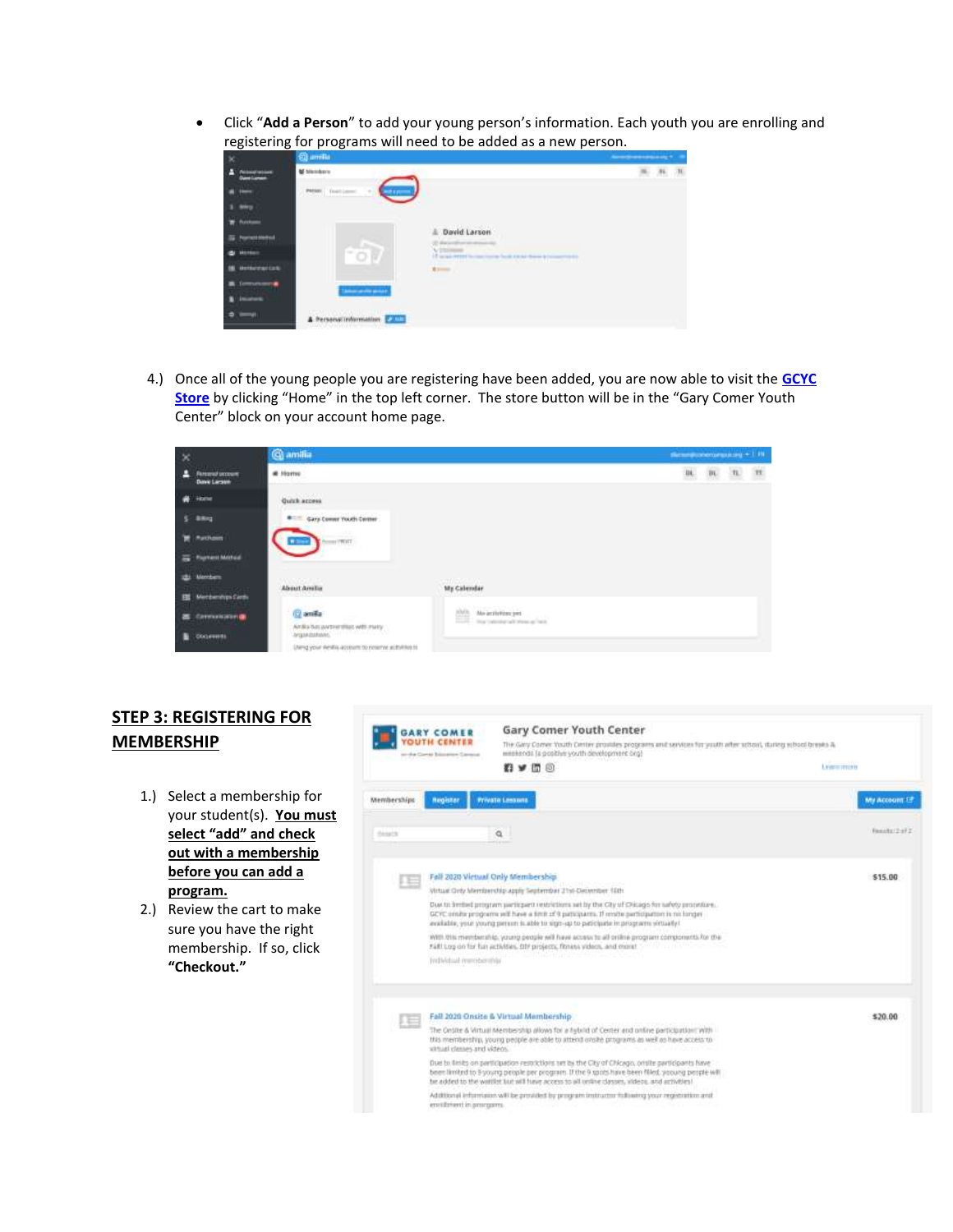- Click "**Add a Person**" to add your young person's information. Each youth you are enrolling and registering for programs will need to be added as a new person.

4.) Once all of the young people you are registering have been added, you are now able to visit the **GCYC Store** by clicking "Home" in the top left corner. The store button will be in the "Gary Comer Youth Center" block on your account home page.

## STEP 3: REGISTERING FOR MEMBERSHIP

1.) Select a membership for your student(s). **You must select "add" and check out with a membership before you can add a program.**

2.) Review the cart to make sure you have the right membership. If so, click **"Checkout."**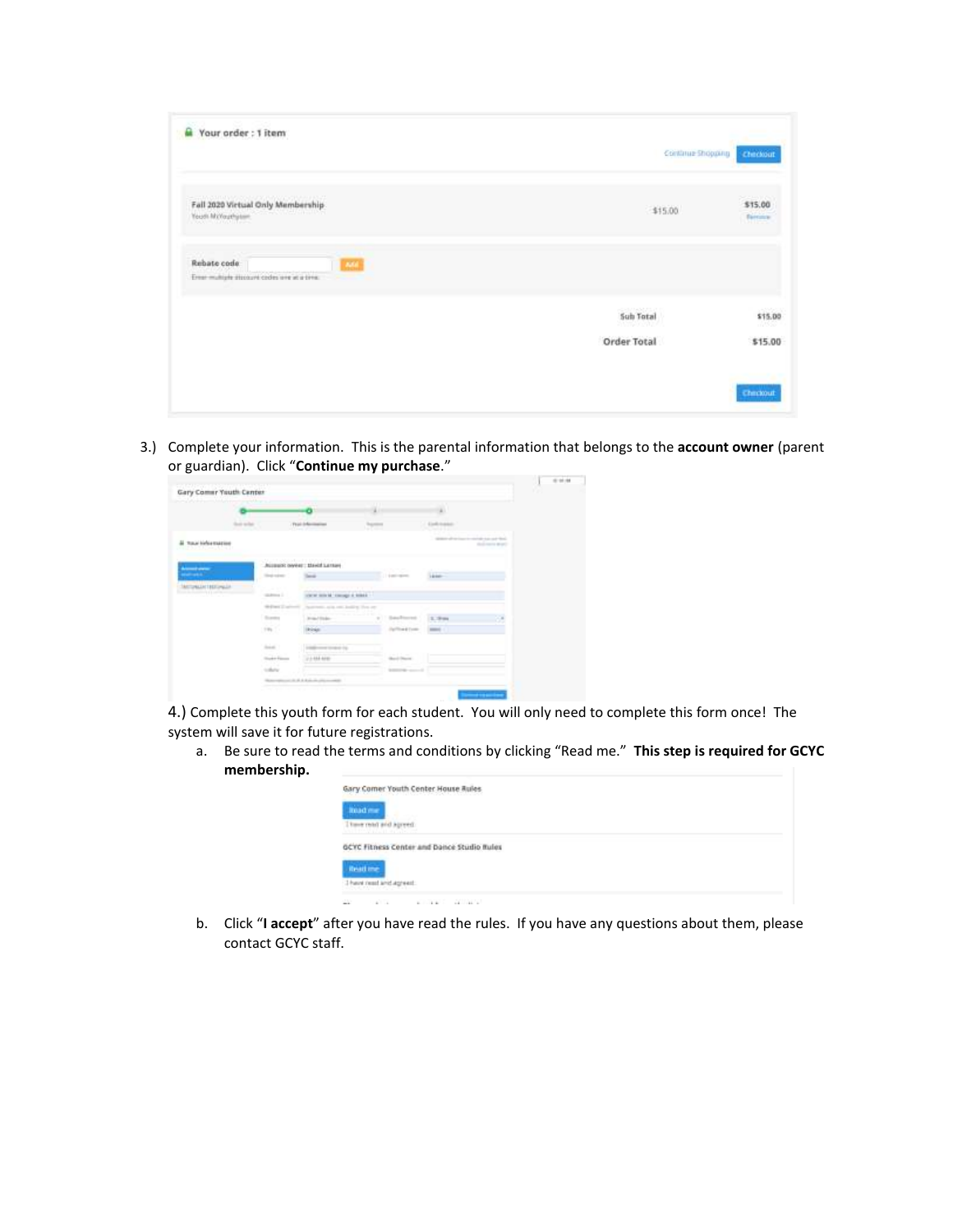3.) Complete your information. This is the parental information that belongs to the **account owner** (parent or guardian). Click "**Continue my purchase**."

4.) Complete this youth form for each student. You will only need to complete this form once! The system will save it for future registrations.

a. Be sure to read the terms and conditions by clicking "Read me." **This step is required for GCYC membership.**

b. Click "**I accept**" after you have read the rules. If you have any questions about them, please contact GCYC staff.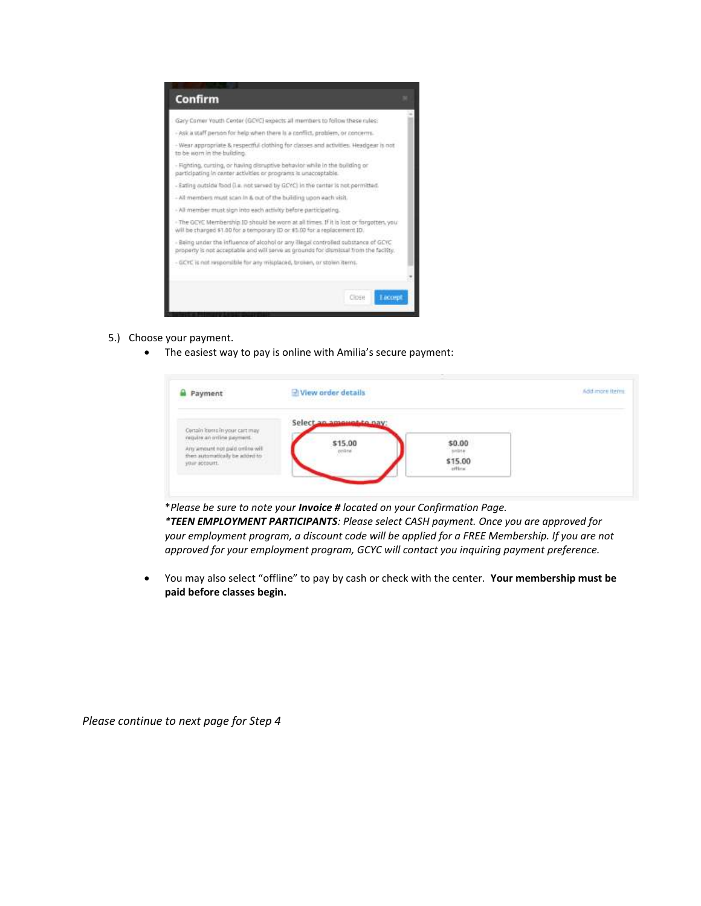Confirm

Gary Comer Youth Center (GCYC) expects all members to follow these rules:

- Ask a staff person for help when there is a conflict, problem, or concerns.

- Wear appropriate & respectful clothing for classes and activities. Headgear is not to be worn in the building.

- Fighting, cursing, or having disruptive behavior while in the building or participating in center activities or programs is unacceptable.

- Eating outside food (i.e. not served by GCYC) in the center is not permitted.

- All members must scan in & out of the building upon each visit.

- All member must sign into each activity before participating.

- The GCYC Membership ID should be worn at all times. If it is lost or forgotten, you will be charged $1.00 for a temporary ID or $5.00 for a replacement ID.

- Being under the influence of alcohol or any illegal controlled substance of GCYC property is not acceptable and will serve as grounds for dismissal from the facility.

- GCYC is not responsible for any misplaced, broken, or stolen items.

Close | I accept

5.) Choose your payment.

- The easiest way to pay is online with Amilia's secure payment:

Payment | View order details | Add more items

Certain items in your cart may require an online payment.

Any amount not paid online will then automatically be added to your account.

Select an amount to pay:

$15.00
online

$0.00
online
$15.00
offline

*Please be sure to note your **Invoice #** located on your Confirmation Page.*

***TEEN EMPLOYMENT PARTICIPANTS**: Please select CASH payment. Once you are approved for your employment program, a discount code will be applied for a FREE Membership. If you are not approved for your employment program, GCYC will contact you inquiring payment preference.*

- You may also select "offline" to pay by cash or check with the center. **Your membership must be paid before classes begin.**

*Please continue to next page for Step 4*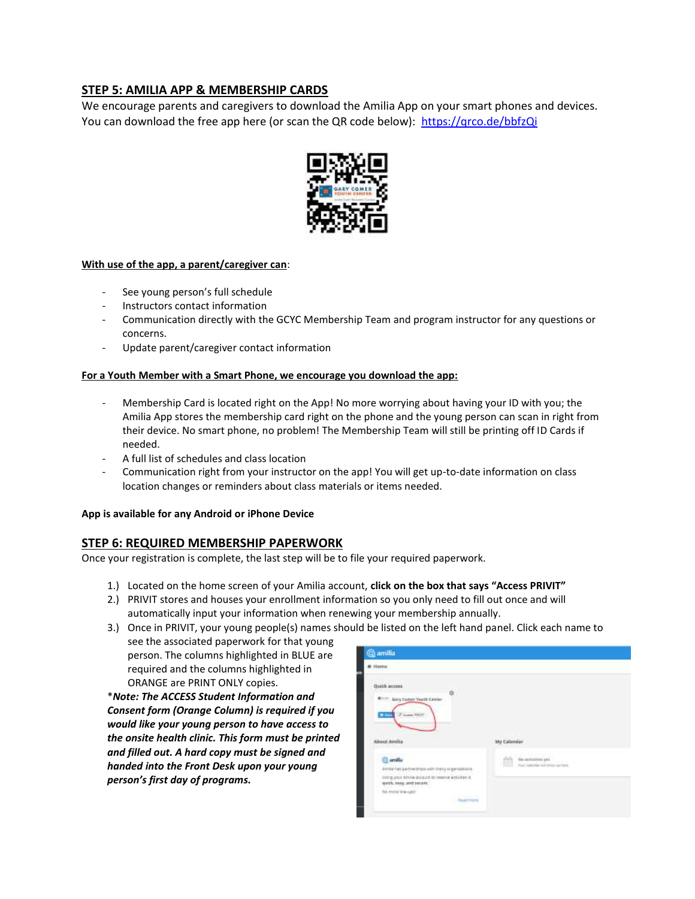## STEP 5: AMILIA APP & MEMBERSHIP CARDS

We encourage parents and caregivers to download the Amilia App on your smart phones and devices. You can download the free app here (or scan the QR code below): https://qrco.de/bbfzQi

**With use of the app, a parent/caregiver can**:

- See young person's full schedule
- Instructors contact information
- Communication directly with the GCYC Membership Team and program instructor for any questions or concerns.
- Update parent/caregiver contact information

**For a Youth Member with a Smart Phone, we encourage you download the app:**

- Membership Card is located right on the App! No more worrying about having your ID with you; the Amilia App stores the membership card right on the phone and the young person can scan in right from their device. No smart phone, no problem! The Membership Team will still be printing off ID Cards if needed.
- A full list of schedules and class location
- Communication right from your instructor on the app! You will get up-to-date information on class location changes or reminders about class materials or items needed.

**App is available for any Android or iPhone Device**

## STEP 6: REQUIRED MEMBERSHIP PAPERWORK

Once your registration is complete, the last step will be to file your required paperwork.

1.) Located on the home screen of your Amilia account, **click on the box that says "Access PRIVIT"**
2.) PRIVIT stores and houses your enrollment information so you only need to fill out once and will automatically input your information when renewing your membership annually.
3.) Once in PRIVIT, your young people(s) names should be listed on the left hand panel. Click each name to see the associated paperwork for that young person. The columns highlighted in BLUE are required and the columns highlighted in ORANGE are PRINT ONLY copies.

****Note: The ACCESS Student Information and Consent form (Orange Column) is required if you would like your young person to have access to the onsite health clinic. This form must be printed and filled out. A hard copy must be signed and handed into the Front Desk upon your young person's first day of programs.***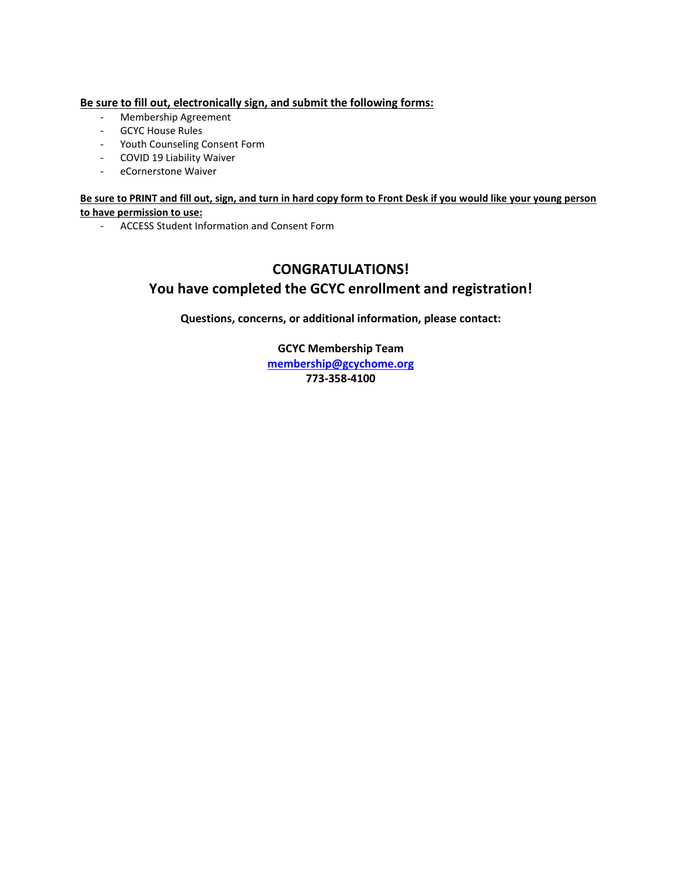**Be sure to fill out, electronically sign, and submit the following forms:**

- Membership Agreement
- GCYC House Rules
- Youth Counseling Consent Form
- COVID 19 Liability Waiver
- eCornerstone Waiver

**Be sure to PRINT and fill out, sign, and turn in hard copy form to Front Desk if you would like your young person to have permission to use:**

- ACCESS Student Information and Consent Form

## CONGRATULATIONS!

## You have completed the GCYC enrollment and registration!

**Questions, concerns, or additional information, please contact:**

**GCYC Membership Team**
**membership@gcychome.org**
**773-358-4100**